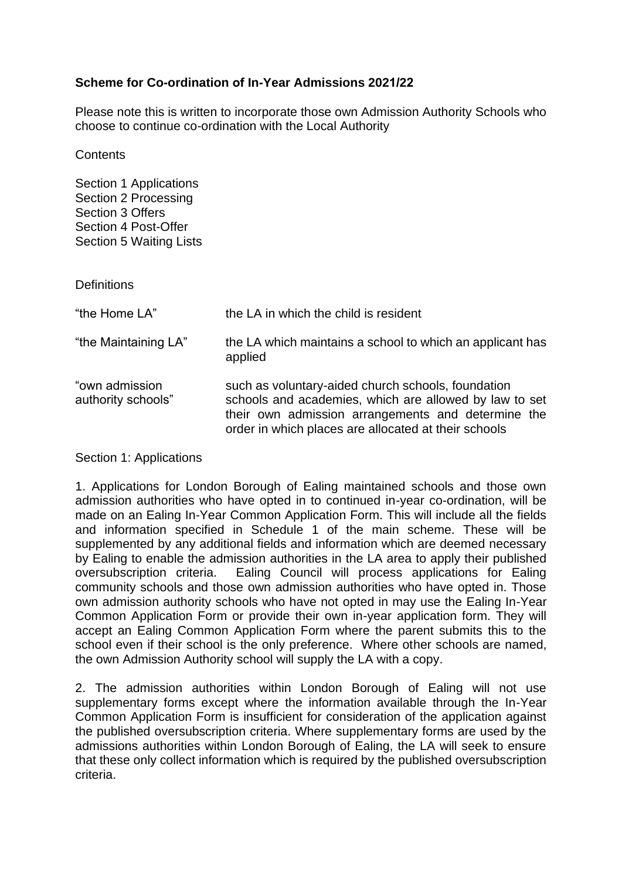**Scheme for Co-ordination of In-Year Admissions 2021/22**

Please note this is written to incorporate those own Admission Authority Schools who choose to continue co-ordination with the Local Authority

Contents

Section 1 Applications
Section 2 Processing
Section 3 Offers
Section 4 Post-Offer
Section 5 Waiting Lists

Definitions

| | |
|---|---|
| "the Home LA" | the LA in which the child is resident |
| "the Maintaining LA" | the LA which maintains a school to which an applicant has applied |
| "own admission authority schools" | such as voluntary-aided church schools, foundation schools and academies, which are allowed by law to set their own admission arrangements and determine the order in which places are allocated at their schools |

Section 1: Applications

1. Applications for London Borough of Ealing maintained schools and those own admission authorities who have opted in to continued in-year co-ordination, will be made on an Ealing In-Year Common Application Form. This will include all the fields and information specified in Schedule 1 of the main scheme. These will be supplemented by any additional fields and information which are deemed necessary by Ealing to enable the admission authorities in the LA area to apply their published oversubscription criteria. Ealing Council will process applications for Ealing community schools and those own admission authorities who have opted in. Those own admission authority schools who have not opted in may use the Ealing In-Year Common Application Form or provide their own in-year application form. They will accept an Ealing Common Application Form where the parent submits this to the school even if their school is the only preference. Where other schools are named, the own Admission Authority school will supply the LA with a copy.

2. The admission authorities within London Borough of Ealing will not use supplementary forms except where the information available through the In-Year Common Application Form is insufficient for consideration of the application against the published oversubscription criteria. Where supplementary forms are used by the admissions authorities within London Borough of Ealing, the LA will seek to ensure that these only collect information which is required by the published oversubscription criteria.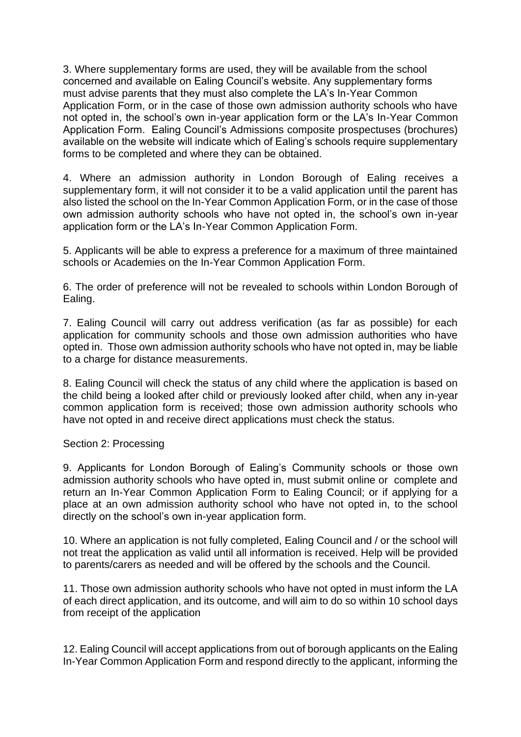3. Where supplementary forms are used, they will be available from the school concerned and available on Ealing Council's website. Any supplementary forms must advise parents that they must also complete the LA's In-Year Common Application Form, or in the case of those own admission authority schools who have not opted in, the school's own in-year application form or the LA's In-Year Common Application Form. Ealing Council's Admissions composite prospectuses (brochures) available on the website will indicate which of Ealing's schools require supplementary forms to be completed and where they can be obtained.

4. Where an admission authority in London Borough of Ealing receives a supplementary form, it will not consider it to be a valid application until the parent has also listed the school on the In-Year Common Application Form, or in the case of those own admission authority schools who have not opted in, the school's own in-year application form or the LA's In-Year Common Application Form.

5. Applicants will be able to express a preference for a maximum of three maintained schools or Academies on the In-Year Common Application Form.

6. The order of preference will not be revealed to schools within London Borough of Ealing.

7. Ealing Council will carry out address verification (as far as possible) for each application for community schools and those own admission authorities who have opted in. Those own admission authority schools who have not opted in, may be liable to a charge for distance measurements.

8. Ealing Council will check the status of any child where the application is based on the child being a looked after child or previously looked after child, when any in-year common application form is received; those own admission authority schools who have not opted in and receive direct applications must check the status.

Section 2: Processing

9. Applicants for London Borough of Ealing's Community schools or those own admission authority schools who have opted in, must submit online or complete and return an In-Year Common Application Form to Ealing Council; or if applying for a place at an own admission authority school who have not opted in, to the school directly on the school's own in-year application form.

10. Where an application is not fully completed, Ealing Council and / or the school will not treat the application as valid until all information is received. Help will be provided to parents/carers as needed and will be offered by the schools and the Council.

11. Those own admission authority schools who have not opted in must inform the LA of each direct application, and its outcome, and will aim to do so within 10 school days from receipt of the application

12. Ealing Council will accept applications from out of borough applicants on the Ealing In-Year Common Application Form and respond directly to the applicant, informing the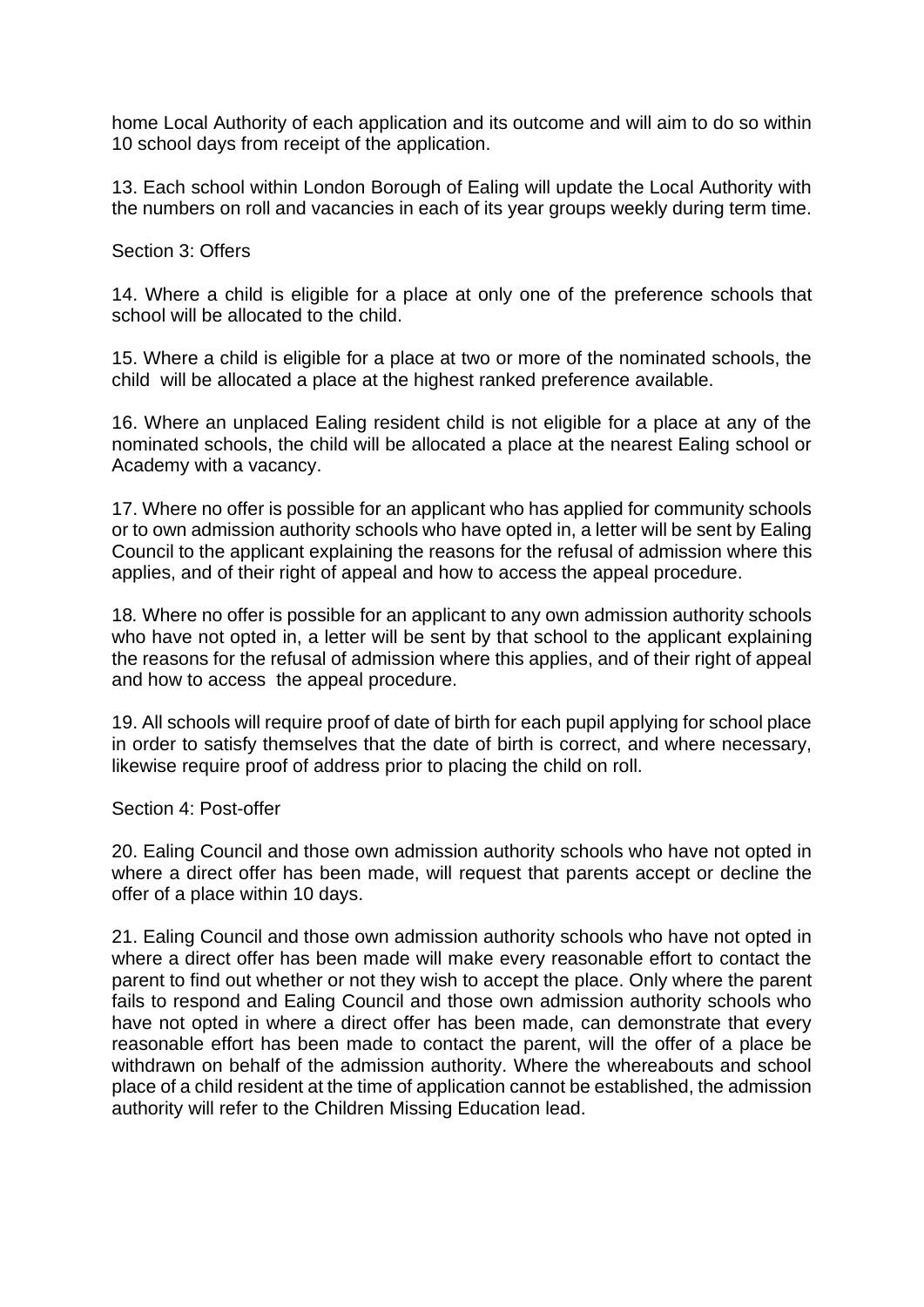home Local Authority of each application and its outcome and will aim to do so within 10 school days from receipt of the application.

13. Each school within London Borough of Ealing will update the Local Authority with the numbers on roll and vacancies in each of its year groups weekly during term time.

Section 3: Offers

14. Where a child is eligible for a place at only one of the preference schools that school will be allocated to the child.

15. Where a child is eligible for a place at two or more of the nominated schools, the child will be allocated a place at the highest ranked preference available.

16. Where an unplaced Ealing resident child is not eligible for a place at any of the nominated schools, the child will be allocated a place at the nearest Ealing school or Academy with a vacancy.

17. Where no offer is possible for an applicant who has applied for community schools or to own admission authority schools who have opted in, a letter will be sent by Ealing Council to the applicant explaining the reasons for the refusal of admission where this applies, and of their right of appeal and how to access the appeal procedure.

18. Where no offer is possible for an applicant to any own admission authority schools who have not opted in, a letter will be sent by that school to the applicant explaining the reasons for the refusal of admission where this applies, and of their right of appeal and how to access the appeal procedure.

19. All schools will require proof of date of birth for each pupil applying for school place in order to satisfy themselves that the date of birth is correct, and where necessary, likewise require proof of address prior to placing the child on roll.

Section 4: Post-offer

20. Ealing Council and those own admission authority schools who have not opted in where a direct offer has been made, will request that parents accept or decline the offer of a place within 10 days.

21. Ealing Council and those own admission authority schools who have not opted in where a direct offer has been made will make every reasonable effort to contact the parent to find out whether or not they wish to accept the place. Only where the parent fails to respond and Ealing Council and those own admission authority schools who have not opted in where a direct offer has been made, can demonstrate that every reasonable effort has been made to contact the parent, will the offer of a place be withdrawn on behalf of the admission authority. Where the whereabouts and school place of a child resident at the time of application cannot be established, the admission authority will refer to the Children Missing Education lead.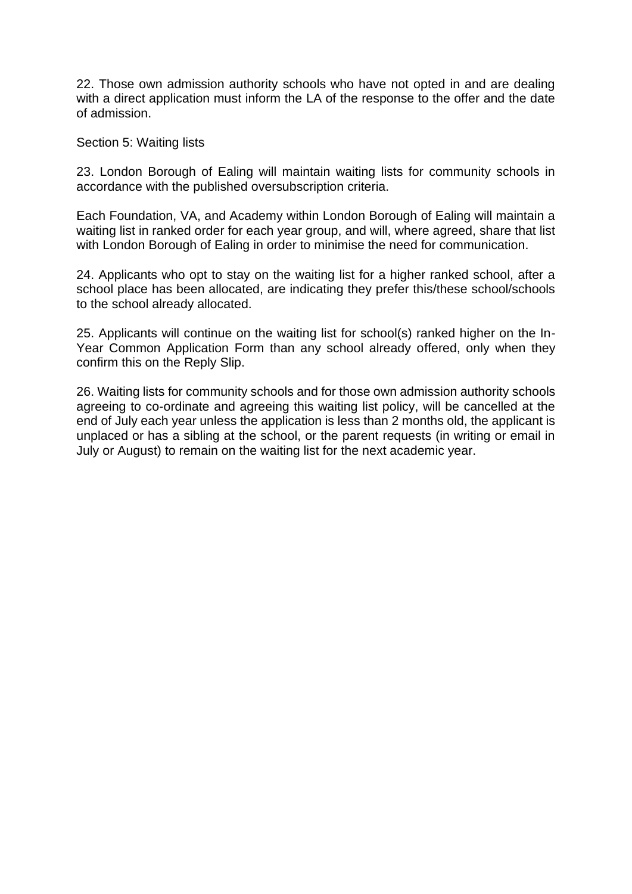22. Those own admission authority schools who have not opted in and are dealing with a direct application must inform the LA of the response to the offer and the date of admission.

## Section 5: Waiting lists

23. London Borough of Ealing will maintain waiting lists for community schools in accordance with the published oversubscription criteria.

Each Foundation, VA, and Academy within London Borough of Ealing will maintain a waiting list in ranked order for each year group, and will, where agreed, share that list with London Borough of Ealing in order to minimise the need for communication.

24. Applicants who opt to stay on the waiting list for a higher ranked school, after a school place has been allocated, are indicating they prefer this/these school/schools to the school already allocated.

25. Applicants will continue on the waiting list for school(s) ranked higher on the In-Year Common Application Form than any school already offered, only when they confirm this on the Reply Slip.

26. Waiting lists for community schools and for those own admission authority schools agreeing to co-ordinate and agreeing this waiting list policy, will be cancelled at the end of July each year unless the application is less than 2 months old, the applicant is unplaced or has a sibling at the school, or the parent requests (in writing or email in July or August) to remain on the waiting list for the next academic year.